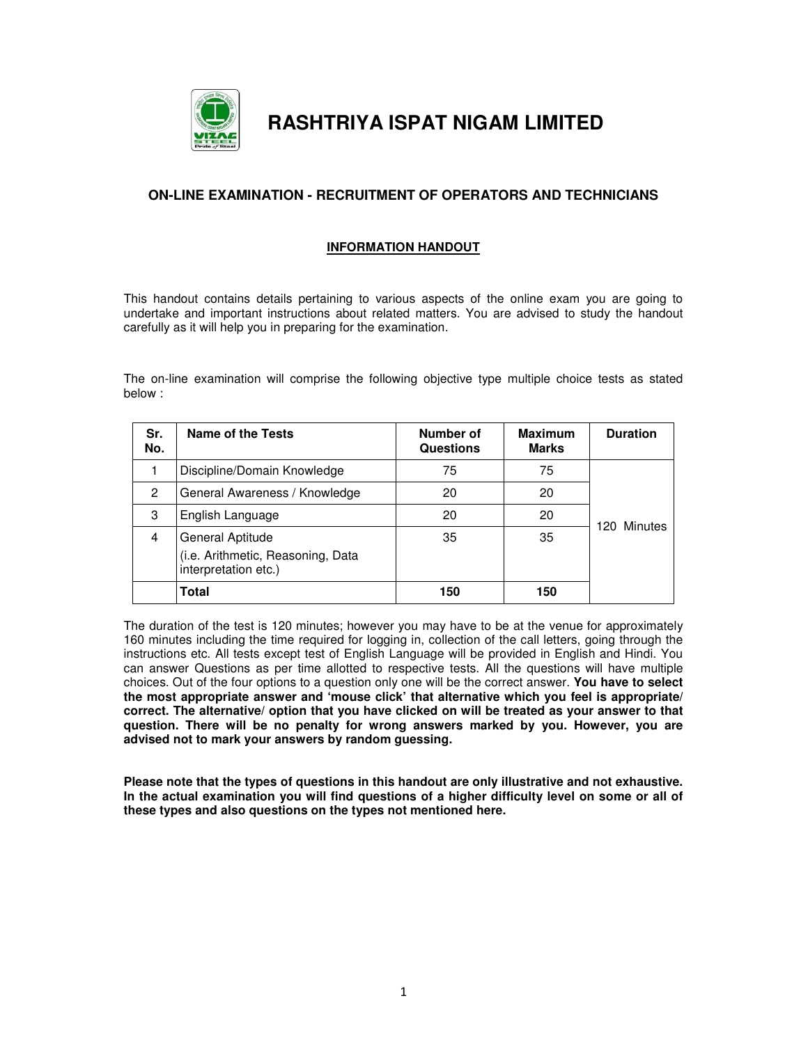# RASHTRIYA ISPAT NIGAM LIMITED

## ON-LINE EXAMINATION - RECRUITMENT OF OPERATORS AND TECHNICIANS

### INFORMATION HANDOUT

This handout contains details pertaining to various aspects of the online exam you are going to undertake and important instructions about related matters. You are advised to study the handout carefully as it will help you in preparing for the examination.

The on-line examination will comprise the following objective type multiple choice tests as stated below :

| Sr. No. | Name of the Tests | Number of Questions | Maximum Marks | Duration |
|---|---|---|---|---|
| 1 | Discipline/Domain Knowledge | 75 | 75 | 120 Minutes |
| 2 | General Awareness / Knowledge | 20 | 20 | |
| 3 | English Language | 20 | 20 | |
| 4 | General Aptitude (i.e. Arithmetic, Reasoning, Data interpretation etc.) | 35 | 35 | |
| | **Total** | **150** | **150** | |

The duration of the test is 120 minutes; however you may have to be at the venue for approximately 160 minutes including the time required for logging in, collection of the call letters, going through the instructions etc. All tests except test of English Language will be provided in English and Hindi. You can answer Questions as per time allotted to respective tests. All the questions will have multiple choices. Out of the four options to a question only one will be the correct answer. **You have to select the most appropriate answer and 'mouse click' that alternative which you feel is appropriate/ correct. The alternative/ option that you have clicked on will be treated as your answer to that question. There will be no penalty for wrong answers marked by you. However, you are advised not to mark your answers by random guessing.**

**Please note that the types of questions in this handout are only illustrative and not exhaustive. In the actual examination you will find questions of a higher difficulty level on some or all of these types and also questions on the types not mentioned here.**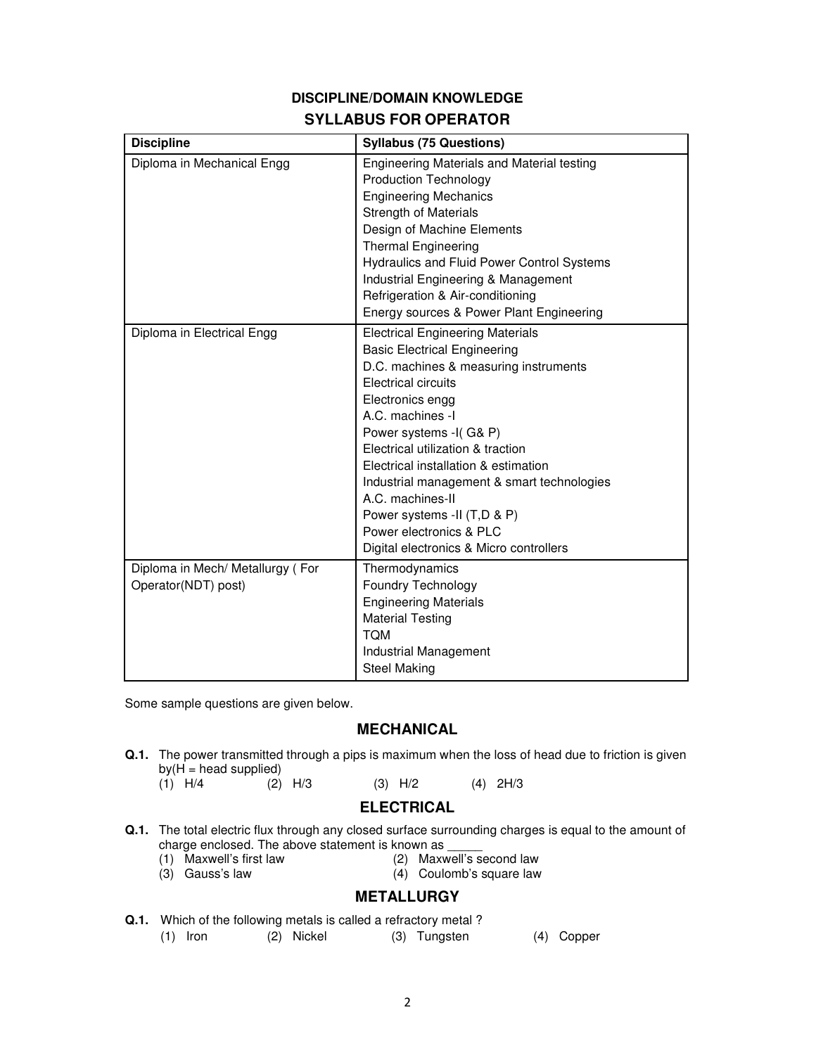## DISCIPLINE/DOMAIN KNOWLEDGE

## SYLLABUS FOR OPERATOR

| Discipline | Syllabus (75 Questions) |
|---|---|
| Diploma in Mechanical Engg | Engineering Materials and Material testing<br>Production Technology<br>Engineering Mechanics<br>Strength of Materials<br>Design of Machine Elements<br>Thermal Engineering<br>Hydraulics and Fluid Power Control Systems<br>Industrial Engineering & Management<br>Refrigeration & Air-conditioning<br>Energy sources & Power Plant Engineering |
| Diploma in Electrical Engg | Electrical Engineering Materials<br>Basic Electrical Engineering<br>D.C. machines & measuring instruments<br>Electrical circuits<br>Electronics engg<br>A.C. machines -I<br>Power systems -I( G& P)<br>Electrical utilization & traction<br>Electrical installation & estimation<br>Industrial management & smart technologies<br>A.C. machines-II<br>Power systems -II (T,D & P)<br>Power electronics & PLC<br>Digital electronics & Micro controllers |
| Diploma in Mech/ Metallurgy ( For Operator(NDT) post) | Thermodynamics<br>Foundry Technology<br>Engineering Materials<br>Material Testing<br>TQM<br>Industrial Management<br>Steel Making |

Some sample questions are given below.

### MECHANICAL

**Q.1.** The power transmitted through a pips is maximum when the loss of head due to friction is given by(H = head supplied)

(1) H/4 (2) H/3 (3) H/2 (4) 2H/3

### ELECTRICAL

**Q.1.** The total electric flux through any closed surface surrounding charges is equal to the amount of charge enclosed. The above statement is known as _____

(1) Maxwell's first law (2) Maxwell's second law
(3) Gauss's law (4) Coulomb's square law

### METALLURGY

**Q.1.** Which of the following metals is called a refractory metal ?

(1) Iron (2) Nickel (3) Tungsten (4) Copper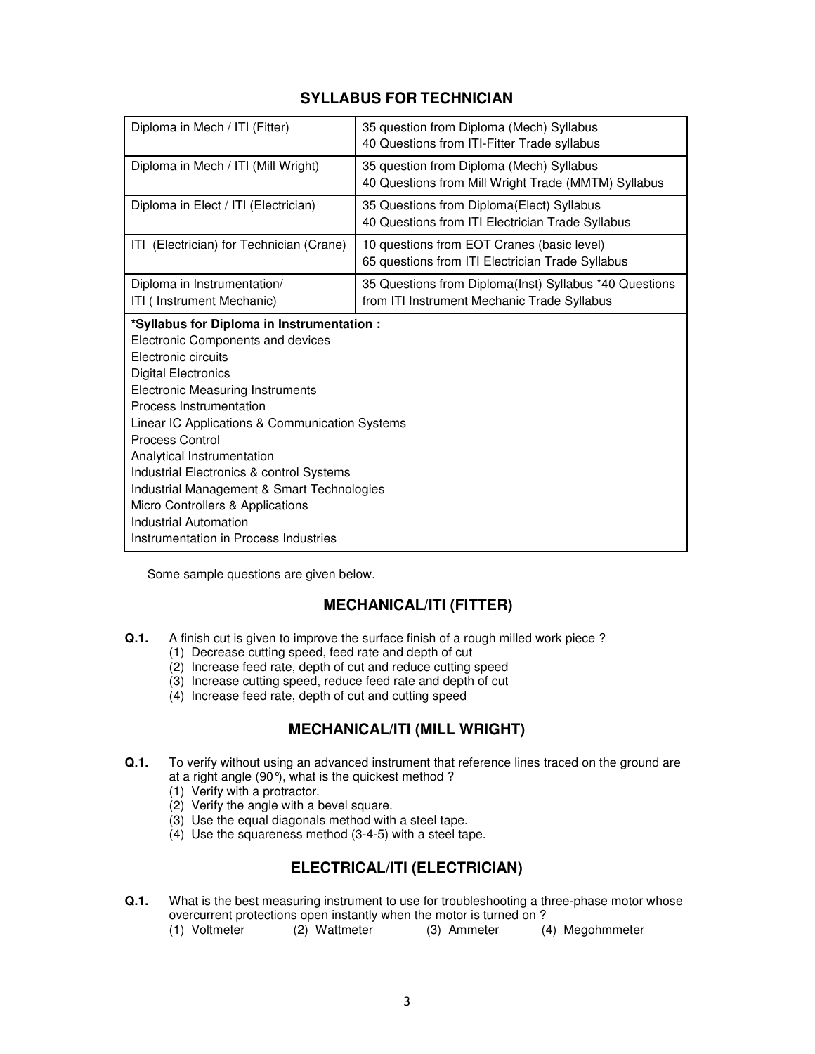## SYLLABUS FOR TECHNICIAN

| | |
|---|---|
| Diploma in Mech / ITI (Fitter) | 35 question from Diploma (Mech) Syllabus<br>40 Questions from ITI-Fitter Trade syllabus |
| Diploma in Mech / ITI (Mill Wright) | 35 question from Diploma (Mech) Syllabus<br>40 Questions from Mill Wright Trade (MMTM) Syllabus |
| Diploma in Elect / ITI (Electrician) | 35 Questions from Diploma(Elect) Syllabus<br>40 Questions from ITI Electrician Trade Syllabus |
| ITI (Electrician) for Technician (Crane) | 10 questions from EOT Cranes (basic level)<br>65 questions from ITI Electrician Trade Syllabus |
| Diploma in Instrumentation/<br>ITI ( Instrument Mechanic) | 35 Questions from Diploma(Inst) Syllabus *40 Questions from ITI Instrument Mechanic Trade Syllabus |

**\*Syllabus for Diploma in Instrumentation :**

Electronic Components and devices
Electronic circuits
Digital Electronics
Electronic Measuring Instruments
Process Instrumentation
Linear IC Applications & Communication Systems
Process Control
Analytical Instrumentation
Industrial Electronics & control Systems
Industrial Management & Smart Technologies
Micro Controllers & Applications
Industrial Automation
Instrumentation in Process Industries

Some sample questions are given below.

## MECHANICAL/ITI (FITTER)

**Q.1.** A finish cut is given to improve the surface finish of a rough milled work piece ?
(1) Decrease cutting speed, feed rate and depth of cut
(2) Increase feed rate, depth of cut and reduce cutting speed
(3) Increase cutting speed, reduce feed rate and depth of cut
(4) Increase feed rate, depth of cut and cutting speed

## MECHANICAL/ITI (MILL WRIGHT)

**Q.1.** To verify without using an advanced instrument that reference lines traced on the ground are at a right angle (90°), what is the <u>quickest</u> method ?
(1) Verify with a protractor.
(2) Verify the angle with a bevel square.
(3) Use the equal diagonals method with a steel tape.
(4) Use the squareness method (3-4-5) with a steel tape.

## ELECTRICAL/ITI (ELECTRICIAN)

**Q.1.** What is the best measuring instrument to use for troubleshooting a three-phase motor whose overcurrent protections open instantly when the motor is turned on ?
(1) Voltmeter (2) Wattmeter (3) Ammeter (4) Megohmmeter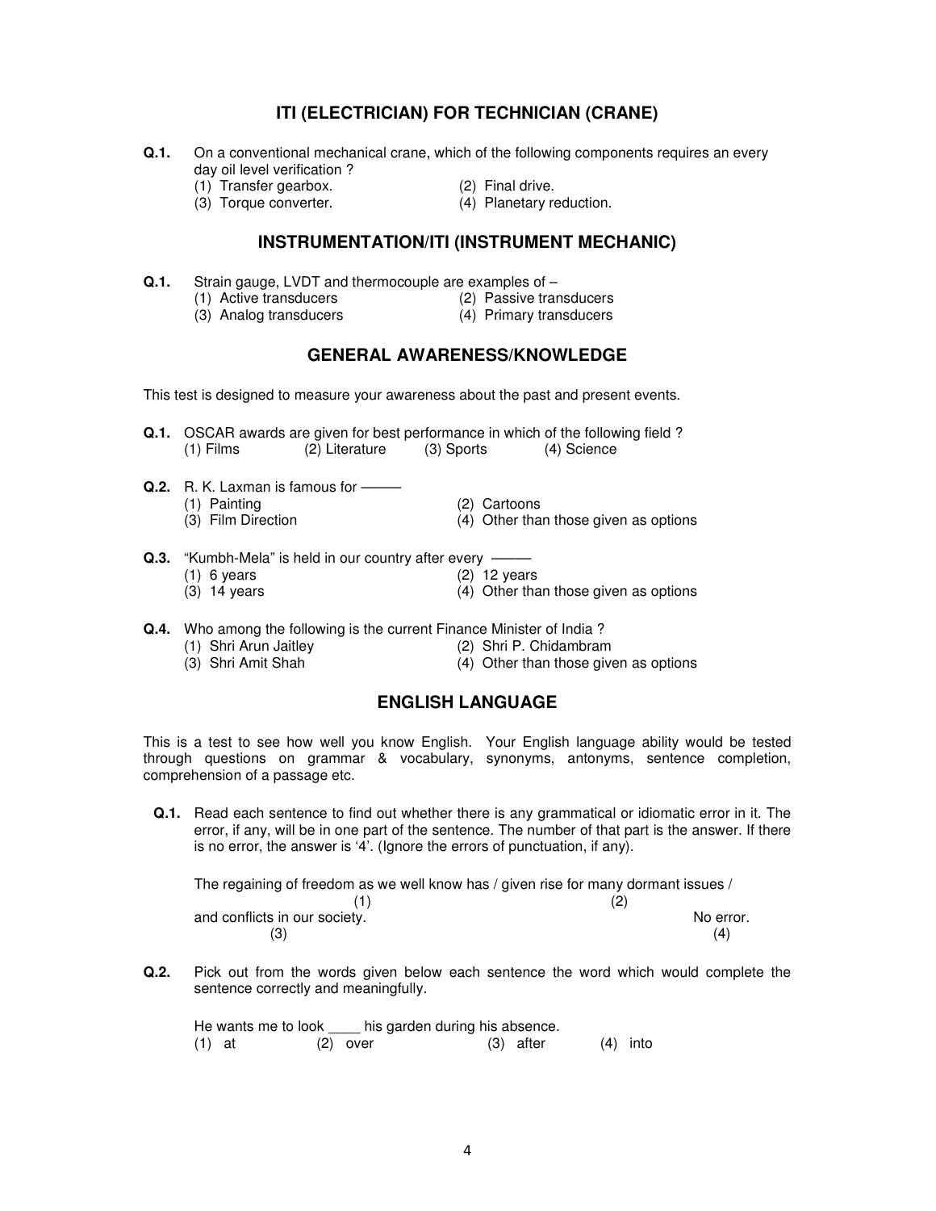## ITI (ELECTRICIAN) FOR TECHNICIAN (CRANE)

**Q.1.** On a conventional mechanical crane, which of the following components requires an every day oil level verification ?

(1) Transfer gearbox. (2) Final drive.
(3) Torque converter. (4) Planetary reduction.

## INSTRUMENTATION/ITI (INSTRUMENT MECHANIC)

**Q.1.** Strain gauge, LVDT and thermocouple are examples of –

(1) Active transducers (2) Passive transducers
(3) Analog transducers (4) Primary transducers

## GENERAL AWARENESS/KNOWLEDGE

This test is designed to measure your awareness about the past and present events.

**Q.1.** OSCAR awards are given for best performance in which of the following field ?
(1) Films (2) Literature (3) Sports (4) Science

**Q.2.** R. K. Laxman is famous for ———

(1) Painting (2) Cartoons
(3) Film Direction (4) Other than those given as options

**Q.3.** "Kumbh-Mela" is held in our country after every ———

(1) 6 years (2) 12 years
(3) 14 years (4) Other than those given as options

**Q.4.** Who among the following is the current Finance Minister of India ?

(1) Shri Arun Jaitley (2) Shri P. Chidambram
(3) Shri Amit Shah (4) Other than those given as options

## ENGLISH LANGUAGE

This is a test to see how well you know English. Your English language ability would be tested through questions on grammar & vocabulary, synonyms, antonyms, sentence completion, comprehension of a passage etc.

**Q.1.** Read each sentence to find out whether there is any grammatical or idiomatic error in it. The error, if any, will be in one part of the sentence. The number of that part is the answer. If there is no error, the answer is '4'. (Ignore the errors of punctuation, if any).

The regaining of freedom as we well know has (1) / given rise for many dormant issues (2) / and conflicts in our society. (3) No error. (4)

**Q.2.** Pick out from the words given below each sentence the word which would complete the sentence correctly and meaningfully.

He wants me to look ____ his garden during his absence.
(1) at (2) over (3) after (4) into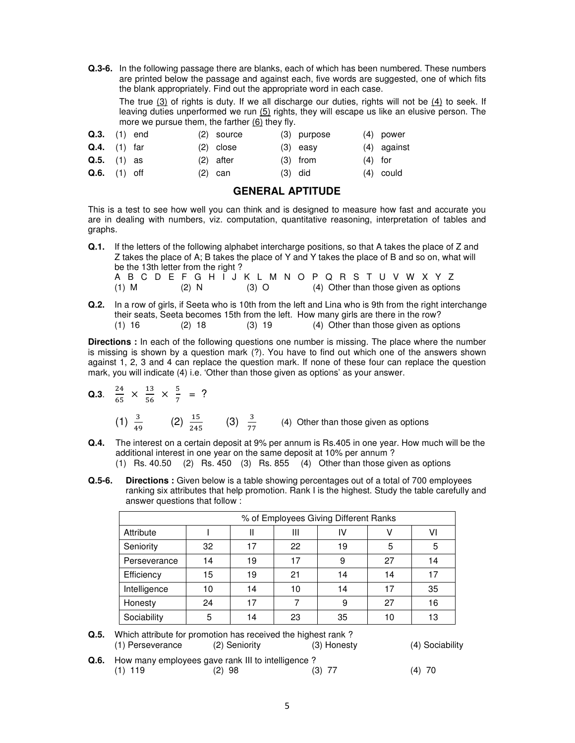**Q.3-6.** In the following passage there are blanks, each of which has been numbered. These numbers are printed below the passage and against each, five words are suggested, one of which fits the blank appropriately. Find out the appropriate word in each case.

The true (3) of rights is duty. If we all discharge our duties, rights will not be (4) to seek. If leaving duties unperformed we run (5) rights, they will escape us like an elusive person. The more we pursue them, the farther (6) they fly.

**Q.3.** (1) end (2) source (3) purpose (4) power

**Q.4.** (1) far (2) close (3) easy (4) against

**Q.5.** (1) as (2) after (3) from (4) for

**Q.6.** (1) off (2) can (3) did (4) could

## GENERAL APTITUDE

This is a test to see how well you can think and is designed to measure how fast and accurate you are in dealing with numbers, viz. computation, quantitative reasoning, interpretation of tables and graphs.

**Q.1.** If the letters of the following alphabet intercharge positions, so that A takes the place of Z and Z takes the place of A; B takes the place of Y and Y takes the place of B and so on, what will be the 13th letter from the right ?

A B C D E F G H I J K L M N O P Q R S T U V W X Y Z

(1) M (2) N (3) O (4) Other than those given as options

**Q.2.** In a row of girls, if Seeta who is 10th from the left and Lina who is 9th from the right interchange their seats, Seeta becomes 15th from the left. How many girls are there in the row?

(1) 16 (2) 18 (3) 19 (4) Other than those given as options

**Directions :** In each of the following questions one number is missing. The place where the number is missing is shown by a question mark (?). You have to find out which one of the answers shown against 1, 2, 3 and 4 can replace the question mark. If none of these four can replace the question mark, you will indicate (4) i.e. 'Other than those given as options' as your answer.

**Q.3.** $\frac{24}{65} \times \frac{13}{56} \times \frac{5}{7} = ?$

(1) $\frac{3}{49}$ (2) $\frac{15}{245}$ (3) $\frac{3}{77}$ (4) Other than those given as options

**Q.4.** The interest on a certain deposit at 9% per annum is Rs.405 in one year. How much will be the additional interest in one year on the same deposit at 10% per annum ?

(1) Rs. 40.50 (2) Rs. 450 (3) Rs. 855 (4) Other than those given as options

**Q.5-6.** **Directions :** Given below is a table showing percentages out of a total of 700 employees ranking six attributes that help promotion. Rank I is the highest. Study the table carefully and answer questions that follow :

| | % of Employees Giving Different Ranks | | | | | |
|---|---|---|---|---|---|---|
| Attribute | I | II | III | IV | V | VI |
| Seniority | 32 | 17 | 22 | 19 | 5 | 5 |
| Perseverance | 14 | 19 | 17 | 9 | 27 | 14 |
| Efficiency | 15 | 19 | 21 | 14 | 14 | 17 |
| Intelligence | 10 | 14 | 10 | 14 | 17 | 35 |
| Honesty | 24 | 17 | 7 | 9 | 27 | 16 |
| Sociability | 5 | 14 | 23 | 35 | 10 | 13 |

**Q.5.** Which attribute for promotion has received the highest rank ?

(1) Perseverance (2) Seniority (3) Honesty (4) Sociability

**Q.6.** How many employees gave rank III to intelligence ?

(1) 119 (2) 98 (3) 77 (4) 70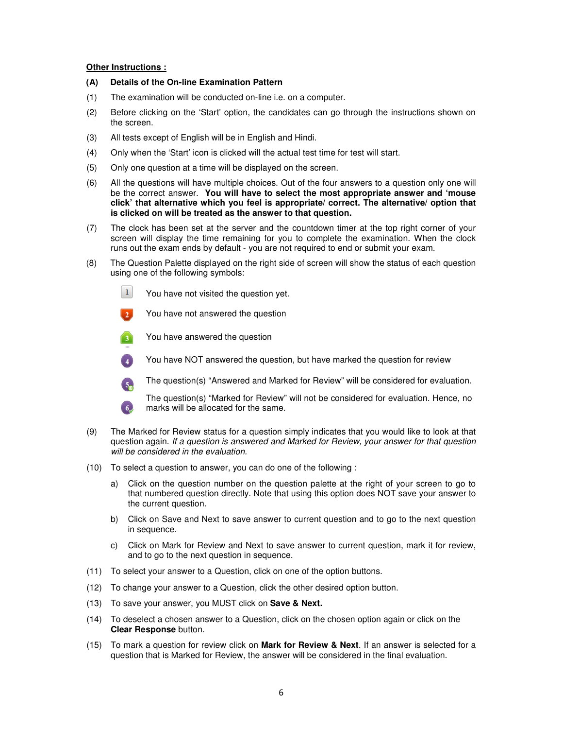**Other Instructions :**

**(A) Details of the On-line Examination Pattern**

(1) The examination will be conducted on-line i.e. on a computer.

(2) Before clicking on the 'Start' option, the candidates can go through the instructions shown on the screen.

(3) All tests except of English will be in English and Hindi.

(4) Only when the 'Start' icon is clicked will the actual test time for test will start.

(5) Only one question at a time will be displayed on the screen.

(6) All the questions will have multiple choices. Out of the four answers to a question only one will be the correct answer. **You will have to select the most appropriate answer and 'mouse click' that alternative which you feel is appropriate/ correct. The alternative/ option that is clicked on will be treated as the answer to that question.**

(7) The clock has been set at the server and the countdown timer at the top right corner of your screen will display the time remaining for you to complete the examination. When the clock runs out the exam ends by default - you are not required to end or submit your exam.

(8) The Question Palette displayed on the right side of screen will show the status of each question using one of the following symbols:

1 You have not visited the question yet.

2 You have not answered the question

3 You have answered the question

4 You have NOT answered the question, but have marked the question for review

5 The question(s) "Answered and Marked for Review" will be considered for evaluation.

6 The question(s) "Marked for Review" will not be considered for evaluation. Hence, no marks will be allocated for the same.

(9) The Marked for Review status for a question simply indicates that you would like to look at that question again. *If a question is answered and Marked for Review, your answer for that question will be considered in the evaluation.*

(10) To select a question to answer, you can do one of the following :

a) Click on the question number on the question palette at the right of your screen to go to that numbered question directly. Note that using this option does NOT save your answer to the current question.

b) Click on Save and Next to save answer to current question and to go to the next question in sequence.

c) Click on Mark for Review and Next to save answer to current question, mark it for review, and to go to the next question in sequence.

(11) To select your answer to a Question, click on one of the option buttons.

(12) To change your answer to a Question, click the other desired option button.

(13) To save your answer, you MUST click on **Save & Next.**

(14) To deselect a chosen answer to a Question, click on the chosen option again or click on the **Clear Response** button.

(15) To mark a question for review click on **Mark for Review & Next**. If an answer is selected for a question that is Marked for Review, the answer will be considered in the final evaluation.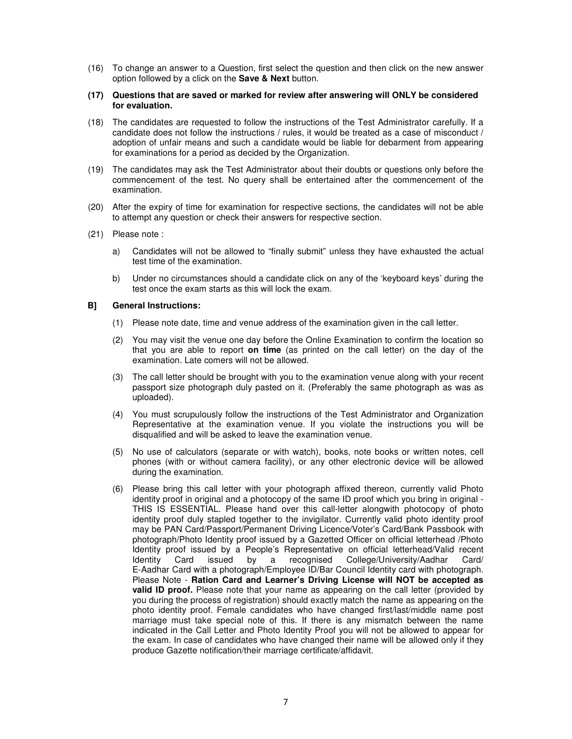(16) To change an answer to a Question, first select the question and then click on the new answer option followed by a click on the **Save & Next** button.

**(17) Questions that are saved or marked for review after answering will ONLY be considered for evaluation.**

(18) The candidates are requested to follow the instructions of the Test Administrator carefully. If a candidate does not follow the instructions / rules, it would be treated as a case of misconduct / adoption of unfair means and such a candidate would be liable for debarment from appearing for examinations for a period as decided by the Organization.

(19) The candidates may ask the Test Administrator about their doubts or questions only before the commencement of the test. No query shall be entertained after the commencement of the examination.

(20) After the expiry of time for examination for respective sections, the candidates will not be able to attempt any question or check their answers for respective section.

(21) Please note :

a) Candidates will not be allowed to "finally submit" unless they have exhausted the actual test time of the examination.

b) Under no circumstances should a candidate click on any of the 'keyboard keys' during the test once the exam starts as this will lock the exam.

**B] General Instructions:**

(1) Please note date, time and venue address of the examination given in the call letter.

(2) You may visit the venue one day before the Online Examination to confirm the location so that you are able to report **on time** (as printed on the call letter) on the day of the examination. Late comers will not be allowed.

(3) The call letter should be brought with you to the examination venue along with your recent passport size photograph duly pasted on it. (Preferably the same photograph as was as uploaded).

(4) You must scrupulously follow the instructions of the Test Administrator and Organization Representative at the examination venue. If you violate the instructions you will be disqualified and will be asked to leave the examination venue.

(5) No use of calculators (separate or with watch), books, note books or written notes, cell phones (with or without camera facility), or any other electronic device will be allowed during the examination.

(6) Please bring this call letter with your photograph affixed thereon, currently valid Photo identity proof in original and a photocopy of the same ID proof which you bring in original - THIS IS ESSENTIAL. Please hand over this call-letter alongwith photocopy of photo identity proof duly stapled together to the invigilator. Currently valid photo identity proof may be PAN Card/Passport/Permanent Driving Licence/Voter's Card/Bank Passbook with photograph/Photo Identity proof issued by a Gazetted Officer on official letterhead /Photo Identity proof issued by a People's Representative on official letterhead/Valid recent Identity Card issued by a recognised College/University/Aadhar Card/ E-Aadhar Card with a photograph/Employee ID/Bar Council Identity card with photograph. Please Note - **Ration Card and Learner's Driving License will NOT be accepted as valid ID proof.** Please note that your name as appearing on the call letter (provided by you during the process of registration) should exactly match the name as appearing on the photo identity proof. Female candidates who have changed first/last/middle name post marriage must take special note of this. If there is any mismatch between the name indicated in the Call Letter and Photo Identity Proof you will not be allowed to appear for the exam. In case of candidates who have changed their name will be allowed only if they produce Gazette notification/their marriage certificate/affidavit.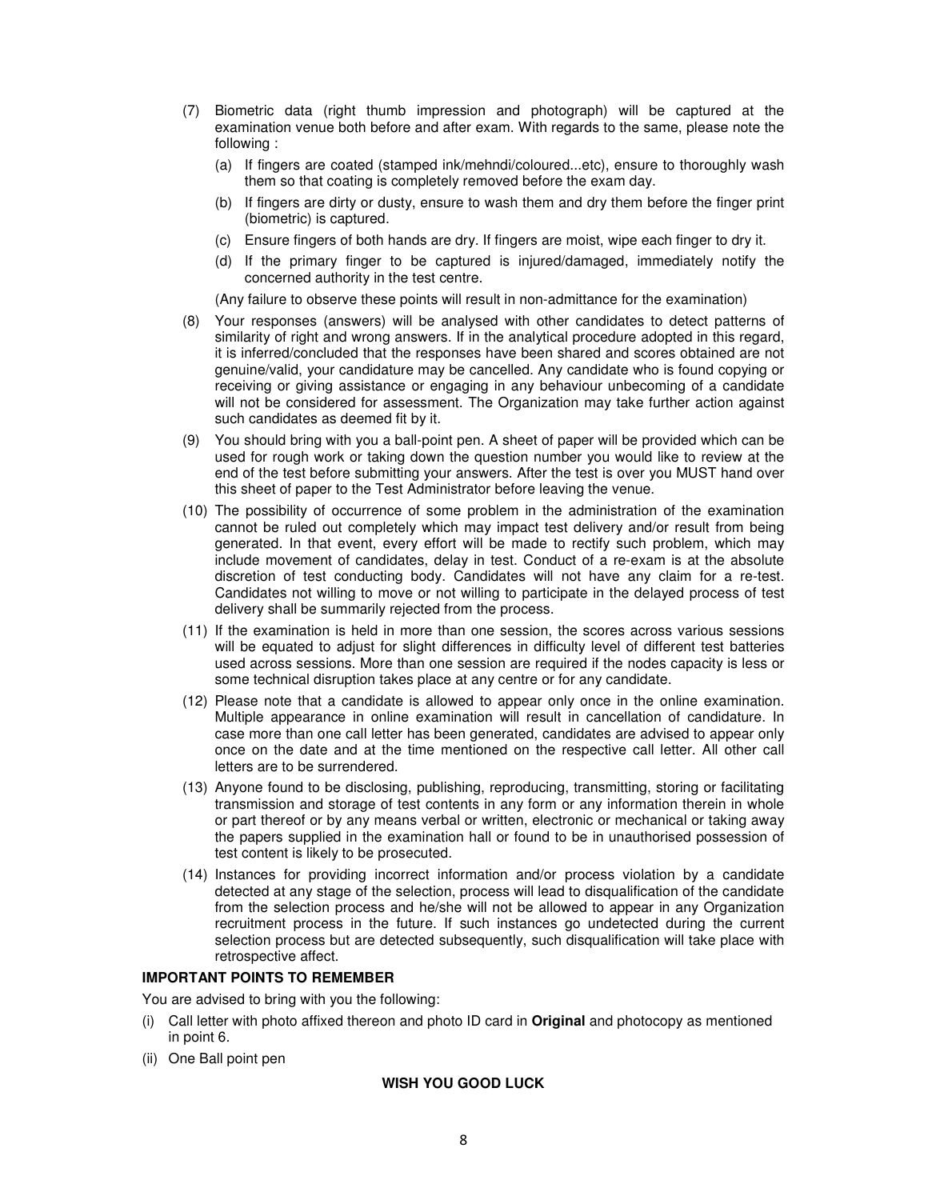(7) Biometric data (right thumb impression and photograph) will be captured at the examination venue both before and after exam. With regards to the same, please note the following :

   (a) If fingers are coated (stamped ink/mehndi/coloured...etc), ensure to thoroughly wash them so that coating is completely removed before the exam day.

   (b) If fingers are dirty or dusty, ensure to wash them and dry them before the finger print (biometric) is captured.

   (c) Ensure fingers of both hands are dry. If fingers are moist, wipe each finger to dry it.

   (d) If the primary finger to be captured is injured/damaged, immediately notify the concerned authority in the test centre.

   (Any failure to observe these points will result in non-admittance for the examination)

(8) Your responses (answers) will be analysed with other candidates to detect patterns of similarity of right and wrong answers. If in the analytical procedure adopted in this regard, it is inferred/concluded that the responses have been shared and scores obtained are not genuine/valid, your candidature may be cancelled. Any candidate who is found copying or receiving or giving assistance or engaging in any behaviour unbecoming of a candidate will not be considered for assessment. The Organization may take further action against such candidates as deemed fit by it.

(9) You should bring with you a ball-point pen. A sheet of paper will be provided which can be used for rough work or taking down the question number you would like to review at the end of the test before submitting your answers. After the test is over you MUST hand over this sheet of paper to the Test Administrator before leaving the venue.

(10) The possibility of occurrence of some problem in the administration of the examination cannot be ruled out completely which may impact test delivery and/or result from being generated. In that event, every effort will be made to rectify such problem, which may include movement of candidates, delay in test. Conduct of a re-exam is at the absolute discretion of test conducting body. Candidates will not have any claim for a re-test. Candidates not willing to move or not willing to participate in the delayed process of test delivery shall be summarily rejected from the process.

(11) If the examination is held in more than one session, the scores across various sessions will be equated to adjust for slight differences in difficulty level of different test batteries used across sessions. More than one session are required if the nodes capacity is less or some technical disruption takes place at any centre or for any candidate.

(12) Please note that a candidate is allowed to appear only once in the online examination. Multiple appearance in online examination will result in cancellation of candidature. In case more than one call letter has been generated, candidates are advised to appear only once on the date and at the time mentioned on the respective call letter. All other call letters are to be surrendered.

(13) Anyone found to be disclosing, publishing, reproducing, transmitting, storing or facilitating transmission and storage of test contents in any form or any information therein in whole or part thereof or by any means verbal or written, electronic or mechanical or taking away the papers supplied in the examination hall or found to be in unauthorised possession of test content is likely to be prosecuted.

(14) Instances for providing incorrect information and/or process violation by a candidate detected at any stage of the selection, process will lead to disqualification of the candidate from the selection process and he/she will not be allowed to appear in any Organization recruitment process in the future. If such instances go undetected during the current selection process but are detected subsequently, such disqualification will take place with retrospective affect.

**IMPORTANT POINTS TO REMEMBER**

You are advised to bring with you the following:

(i) Call letter with photo affixed thereon and photo ID card in **Original** and photocopy as mentioned in point 6.

(ii) One Ball point pen

**WISH YOU GOOD LUCK**